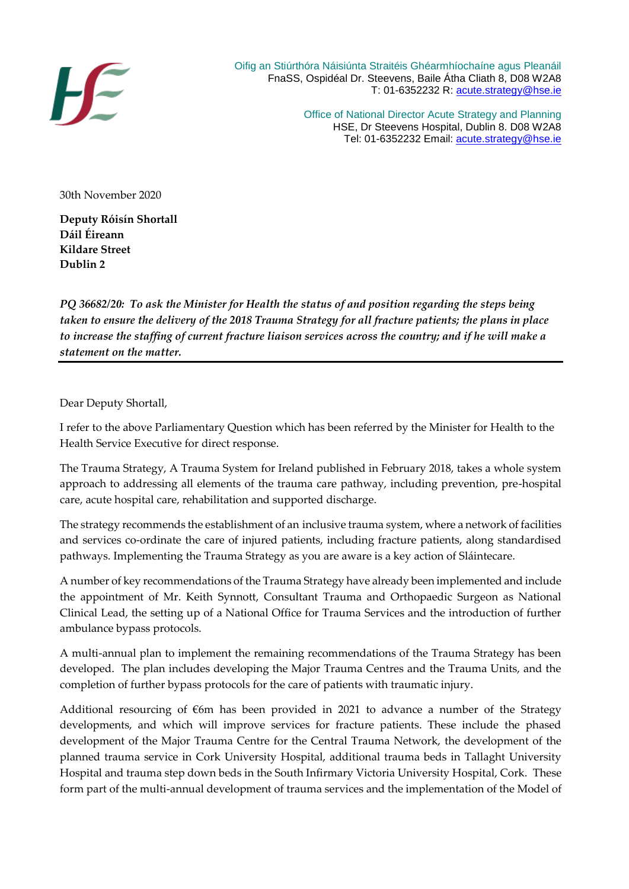Oifig an Stiúrthóra Náisiúnta Straitéis Ghéarmhíochaíne agus Pleanáil
FnaSS, Ospidéal Dr. Steevens, Baile Átha Cliath 8, D08 W2A8
T: 01-6352232 R: acute.strategy@hse.ie

Office of National Director Acute Strategy and Planning
HSE, Dr Steevens Hospital, Dublin 8. D08 W2A8
Tel: 01-6352232 Email: acute.strategy@hse.ie

30th November 2020

**Deputy Róisín Shortall**
**Dáil Éireann**
**Kildare Street**
**Dublin 2**

***PQ 36682/20: To ask the Minister for Health the status of and position regarding the steps being taken to ensure the delivery of the 2018 Trauma Strategy for all fracture patients; the plans in place to increase the staffing of current fracture liaison services across the country; and if he will make a statement on the matter.***

---

Dear Deputy Shortall,

I refer to the above Parliamentary Question which has been referred by the Minister for Health to the Health Service Executive for direct response.

The Trauma Strategy, A Trauma System for Ireland published in February 2018, takes a whole system approach to addressing all elements of the trauma care pathway, including prevention, pre-hospital care, acute hospital care, rehabilitation and supported discharge.

The strategy recommends the establishment of an inclusive trauma system, where a network of facilities and services co-ordinate the care of injured patients, including fracture patients, along standardised pathways. Implementing the Trauma Strategy as you are aware is a key action of Sláintecare.

A number of key recommendations of the Trauma Strategy have already been implemented and include the appointment of Mr. Keith Synnott, Consultant Trauma and Orthopaedic Surgeon as National Clinical Lead, the setting up of a National Office for Trauma Services and the introduction of further ambulance bypass protocols.

A multi-annual plan to implement the remaining recommendations of the Trauma Strategy has been developed. The plan includes developing the Major Trauma Centres and the Trauma Units, and the completion of further bypass protocols for the care of patients with traumatic injury.

Additional resourcing of €6m has been provided in 2021 to advance a number of the Strategy developments, and which will improve services for fracture patients. These include the phased development of the Major Trauma Centre for the Central Trauma Network, the development of the planned trauma service in Cork University Hospital, additional trauma beds in Tallaght University Hospital and trauma step down beds in the South Infirmary Victoria University Hospital, Cork. These form part of the multi-annual development of trauma services and the implementation of the Model of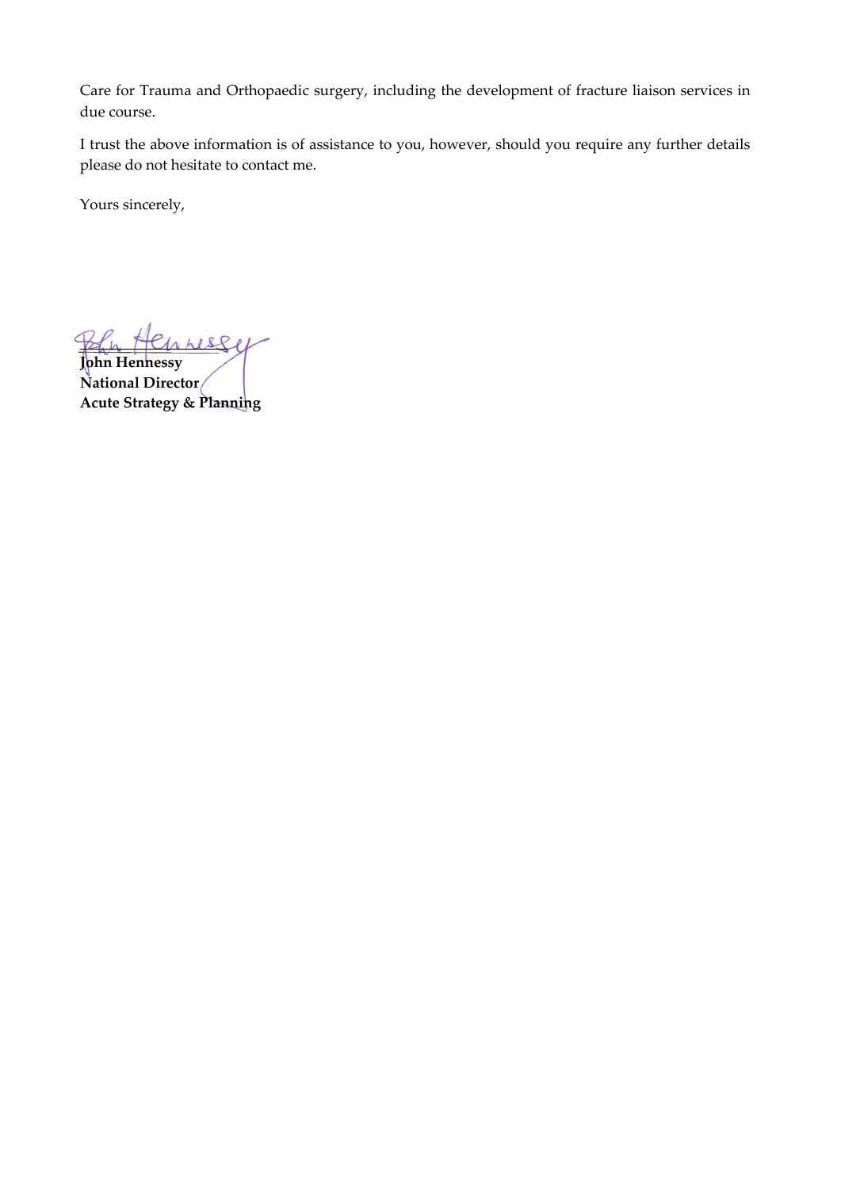Care for Trauma and Orthopaedic surgery, including the development of fracture liaison services in due course.

I trust the above information is of assistance to you, however, should you require any further details please do not hesitate to contact me.

Yours sincerely,

**John Hennessy**
**National Director**
**Acute Strategy & Planning**